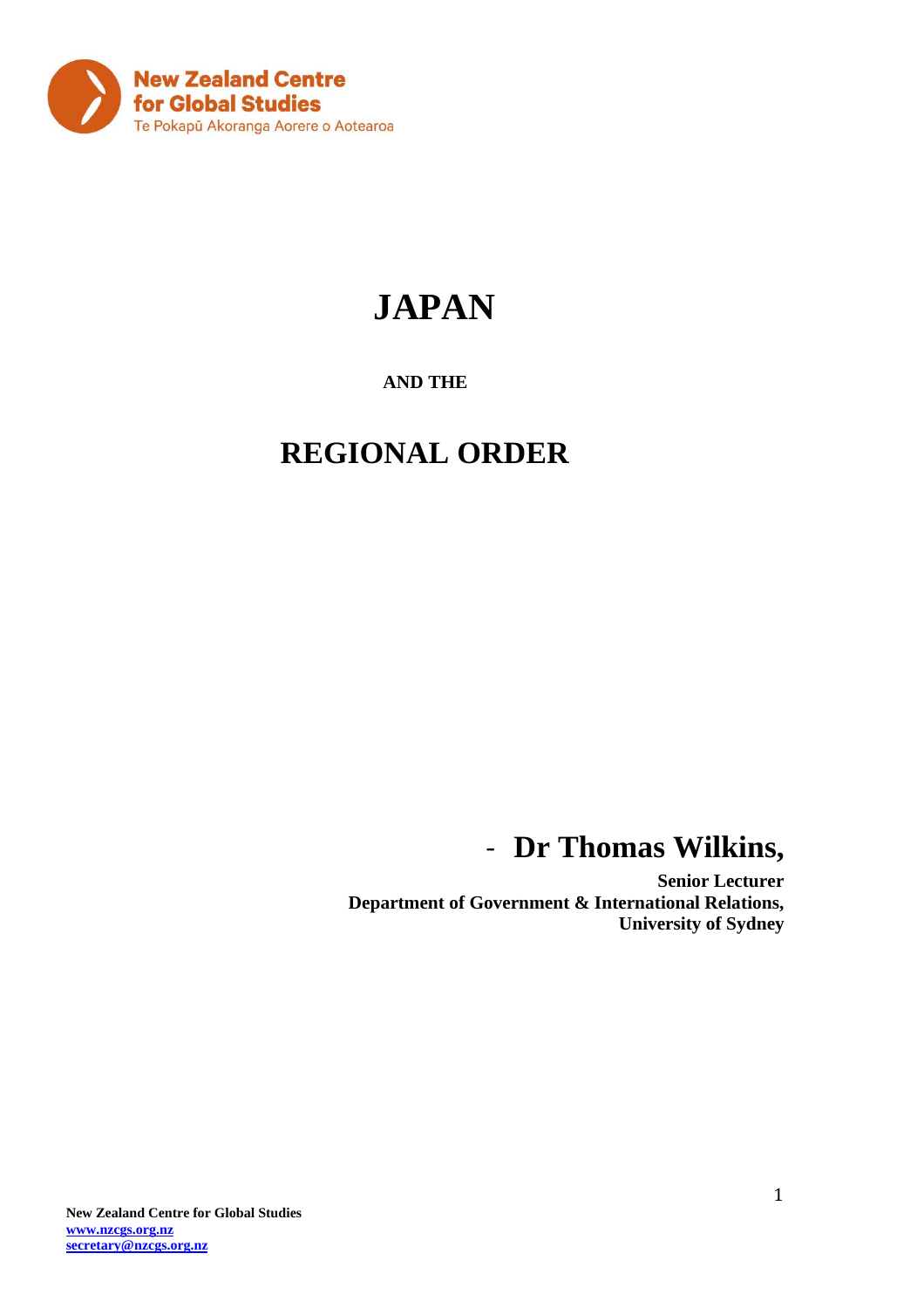New Zealand Centre for Global Studies
Te Pokapū Akoranga Aorere o Aotearoa

# JAPAN

**AND THE**

# REGIONAL ORDER

- **Dr Thomas Wilkins,**

**Senior Lecturer**
**Department of Government & International Relations,**
**University of Sydney**

**New Zealand Centre for Global Studies**
**www.nzcgs.org.nz**
**secretary@nzcgs.org.nz**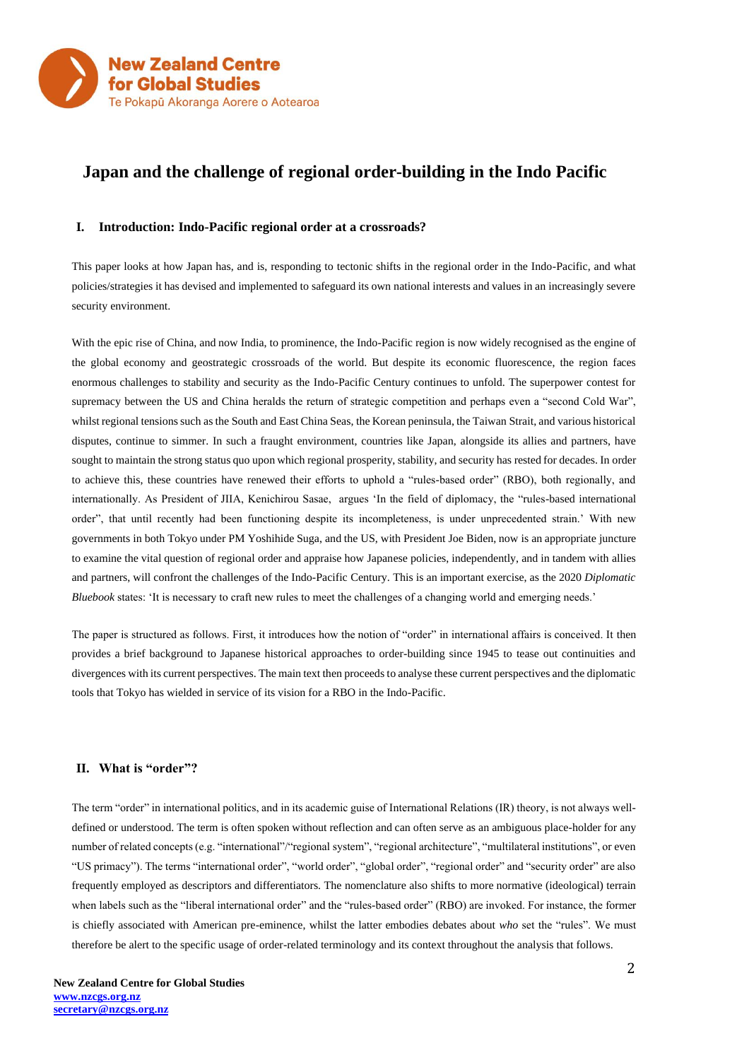# Japan and the challenge of regional order-building in the Indo Pacific

## I. Introduction: Indo-Pacific regional order at a crossroads?

This paper looks at how Japan has, and is, responding to tectonic shifts in the regional order in the Indo-Pacific, and what policies/strategies it has devised and implemented to safeguard its own national interests and values in an increasingly severe security environment.

With the epic rise of China, and now India, to prominence, the Indo-Pacific region is now widely recognised as the engine of the global economy and geostrategic crossroads of the world. But despite its economic fluorescence, the region faces enormous challenges to stability and security as the Indo-Pacific Century continues to unfold. The superpower contest for supremacy between the US and China heralds the return of strategic competition and perhaps even a "second Cold War", whilst regional tensions such as the South and East China Seas, the Korean peninsula, the Taiwan Strait, and various historical disputes, continue to simmer. In such a fraught environment, countries like Japan, alongside its allies and partners, have sought to maintain the strong status quo upon which regional prosperity, stability, and security has rested for decades. In order to achieve this, these countries have renewed their efforts to uphold a "rules-based order" (RBO), both regionally, and internationally. As President of JIIA, Kenichirou Sasae, argues 'In the field of diplomacy, the "rules-based international order", that until recently had been functioning despite its incompleteness, is under unprecedented strain.' With new governments in both Tokyo under PM Yoshihide Suga, and the US, with President Joe Biden, now is an appropriate juncture to examine the vital question of regional order and appraise how Japanese policies, independently, and in tandem with allies and partners, will confront the challenges of the Indo-Pacific Century. This is an important exercise, as the 2020 *Diplomatic Bluebook* states: 'It is necessary to craft new rules to meet the challenges of a changing world and emerging needs.'

The paper is structured as follows. First, it introduces how the notion of "order" in international affairs is conceived. It then provides a brief background to Japanese historical approaches to order-building since 1945 to tease out continuities and divergences with its current perspectives. The main text then proceeds to analyse these current perspectives and the diplomatic tools that Tokyo has wielded in service of its vision for a RBO in the Indo-Pacific.

## II. What is "order"?

The term "order" in international politics, and in its academic guise of International Relations (IR) theory, is not always well-defined or understood. The term is often spoken without reflection and can often serve as an ambiguous place-holder for any number of related concepts (e.g. "international"/"regional system", "regional architecture", "multilateral institutions", or even "US primacy"). The terms "international order", "world order", "global order", "regional order" and "security order" are also frequently employed as descriptors and differentiators. The nomenclature also shifts to more normative (ideological) terrain when labels such as the "liberal international order" and the "rules-based order" (RBO) are invoked. For instance, the former is chiefly associated with American pre-eminence, whilst the latter embodies debates about *who* set the "rules". We must therefore be alert to the specific usage of order-related terminology and its context throughout the analysis that follows.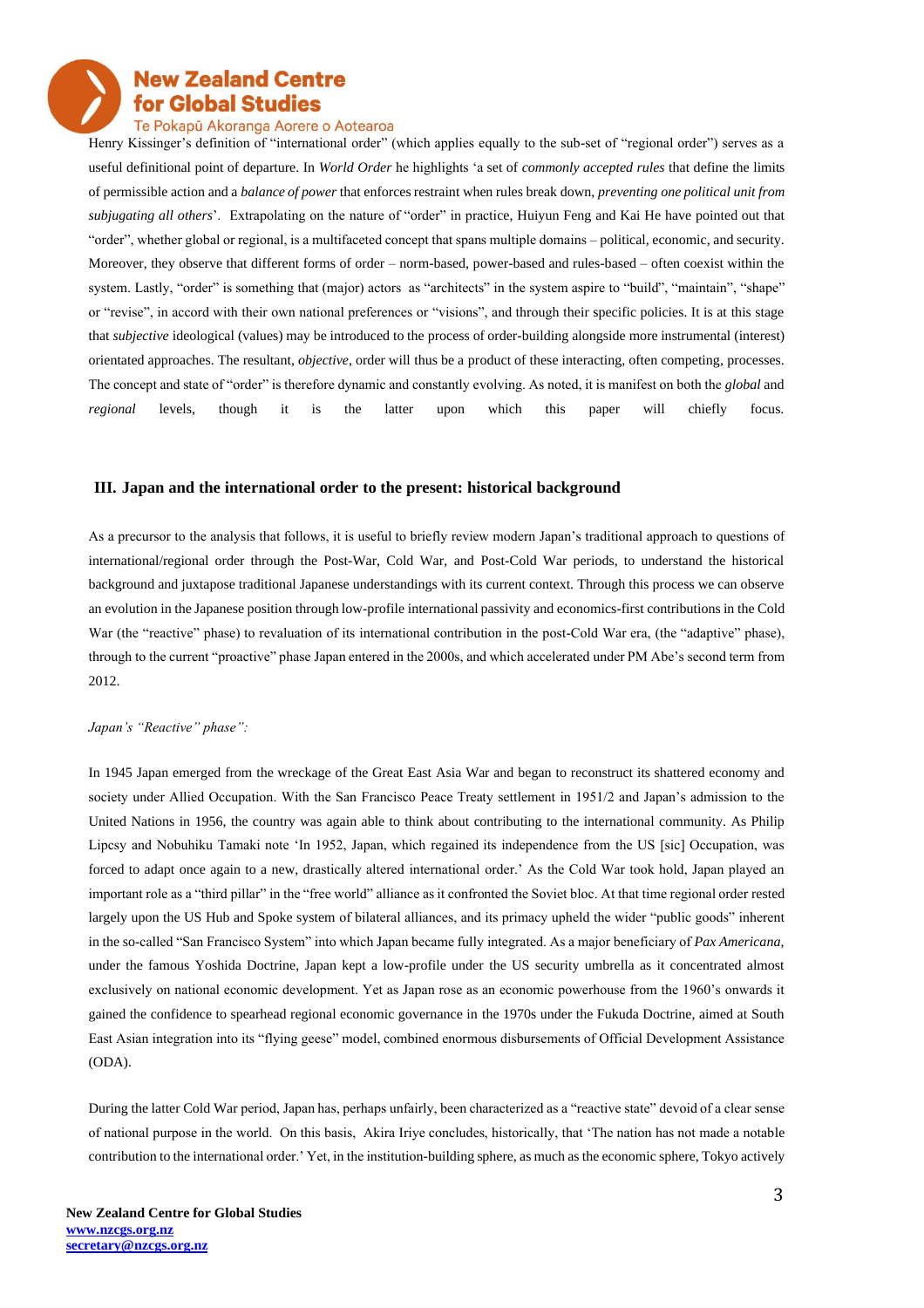Henry Kissinger's definition of "international order" (which applies equally to the sub-set of "regional order") serves as a useful definitional point of departure. In *World Order* he highlights 'a set of *commonly accepted rules* that define the limits of permissible action and a *balance of power* that enforces restraint when rules break down, *preventing one political unit from subjugating all others*'. Extrapolating on the nature of "order" in practice, Huiyun Feng and Kai He have pointed out that "order", whether global or regional, is a multifaceted concept that spans multiple domains – political, economic, and security. Moreover, they observe that different forms of order – norm-based, power-based and rules-based – often coexist within the system. Lastly, "order" is something that (major) actors as "architects" in the system aspire to "build", "maintain", "shape" or "revise", in accord with their own national preferences or "visions", and through their specific policies. It is at this stage that *subjective* ideological (values) may be introduced to the process of order-building alongside more instrumental (interest) orientated approaches. The resultant, *objective*, order will thus be a product of these interacting, often competing, processes. The concept and state of "order" is therefore dynamic and constantly evolving. As noted, it is manifest on both the *global* and *regional* levels, though it is the latter upon which this paper will chiefly focus.

## III. Japan and the international order to the present: historical background

As a precursor to the analysis that follows, it is useful to briefly review modern Japan's traditional approach to questions of international/regional order through the Post-War, Cold War, and Post-Cold War periods, to understand the historical background and juxtapose traditional Japanese understandings with its current context. Through this process we can observe an evolution in the Japanese position through low-profile international passivity and economics-first contributions in the Cold War (the "reactive" phase) to revaluation of its international contribution in the post-Cold War era, (the "adaptive" phase), through to the current "proactive" phase Japan entered in the 2000s, and which accelerated under PM Abe's second term from 2012.

*Japan's "Reactive" phase":*

In 1945 Japan emerged from the wreckage of the Great East Asia War and began to reconstruct its shattered economy and society under Allied Occupation. With the San Francisco Peace Treaty settlement in 1951/2 and Japan's admission to the United Nations in 1956, the country was again able to think about contributing to the international community. As Philip Lipcsy and Nobuhiku Tamaki note 'In 1952, Japan, which regained its independence from the US [sic] Occupation, was forced to adapt once again to a new, drastically altered international order.' As the Cold War took hold, Japan played an important role as a "third pillar" in the "free world" alliance as it confronted the Soviet bloc. At that time regional order rested largely upon the US Hub and Spoke system of bilateral alliances, and its primacy upheld the wider "public goods" inherent in the so-called "San Francisco System" into which Japan became fully integrated. As a major beneficiary of *Pax Americana,* under the famous Yoshida Doctrine, Japan kept a low-profile under the US security umbrella as it concentrated almost exclusively on national economic development. Yet as Japan rose as an economic powerhouse from the 1960's onwards it gained the confidence to spearhead regional economic governance in the 1970s under the Fukuda Doctrine, aimed at South East Asian integration into its "flying geese" model, combined enormous disbursements of Official Development Assistance (ODA).

During the latter Cold War period, Japan has, perhaps unfairly, been characterized as a "reactive state" devoid of a clear sense of national purpose in the world. On this basis, Akira Iriye concludes, historically, that 'The nation has not made a notable contribution to the international order.' Yet, in the institution-building sphere, as much as the economic sphere, Tokyo actively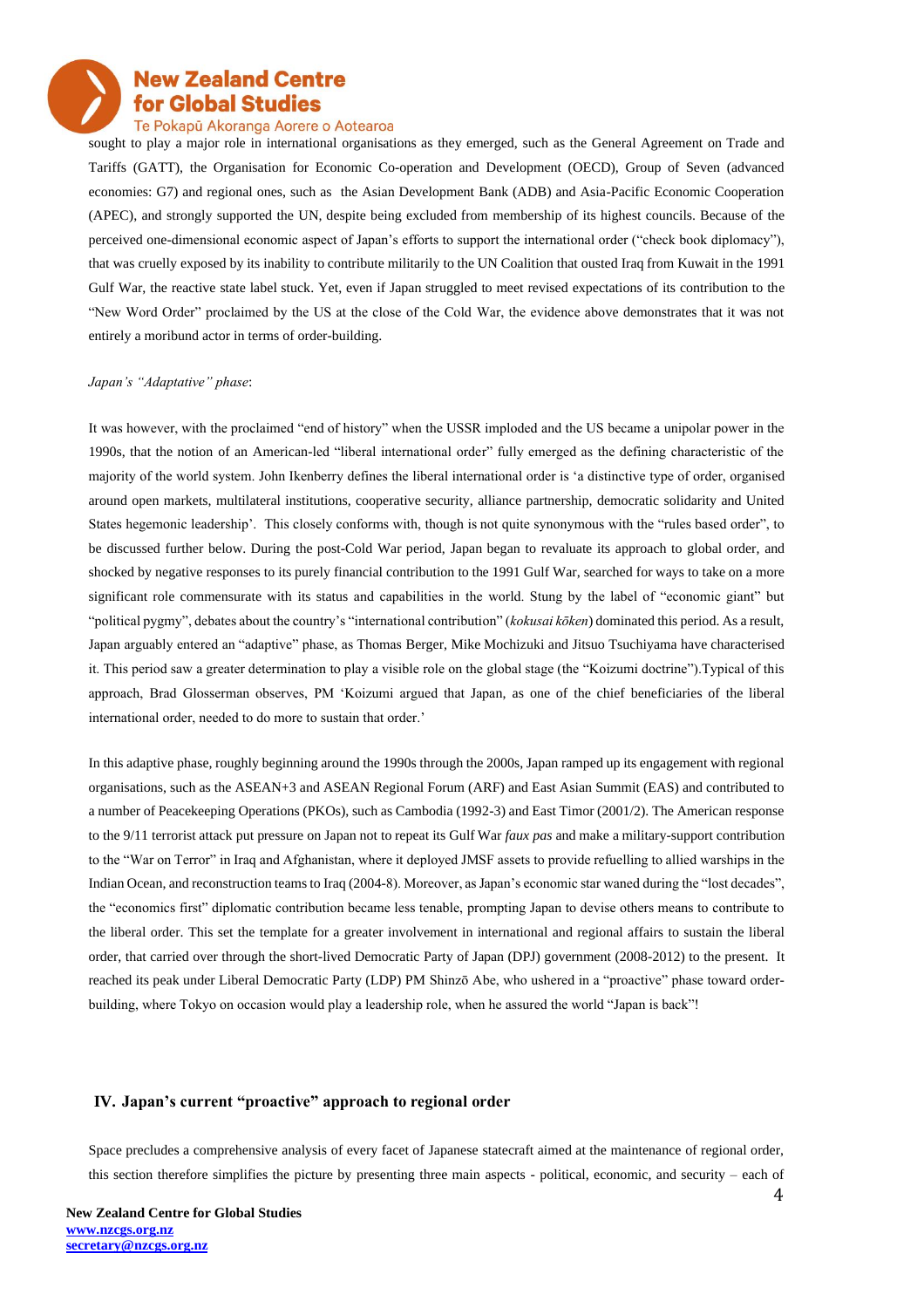sought to play a major role in international organisations as they emerged, such as the General Agreement on Trade and Tariffs (GATT), the Organisation for Economic Co-operation and Development (OECD), Group of Seven (advanced economies: G7) and regional ones, such as the Asian Development Bank (ADB) and Asia-Pacific Economic Cooperation (APEC), and strongly supported the UN, despite being excluded from membership of its highest councils. Because of the perceived one-dimensional economic aspect of Japan's efforts to support the international order ("check book diplomacy"), that was cruelly exposed by its inability to contribute militarily to the UN Coalition that ousted Iraq from Kuwait in the 1991 Gulf War, the reactive state label stuck. Yet, even if Japan struggled to meet revised expectations of its contribution to the "New Word Order" proclaimed by the US at the close of the Cold War, the evidence above demonstrates that it was not entirely a moribund actor in terms of order-building.

*Japan's "Adaptative" phase*:

It was however, with the proclaimed "end of history" when the USSR imploded and the US became a unipolar power in the 1990s, that the notion of an American-led "liberal international order" fully emerged as the defining characteristic of the majority of the world system. John Ikenberry defines the liberal international order is 'a distinctive type of order, organised around open markets, multilateral institutions, cooperative security, alliance partnership, democratic solidarity and United States hegemonic leadership'. This closely conforms with, though is not quite synonymous with the "rules based order", to be discussed further below. During the post-Cold War period, Japan began to revaluate its approach to global order, and shocked by negative responses to its purely financial contribution to the 1991 Gulf War, searched for ways to take on a more significant role commensurate with its status and capabilities in the world. Stung by the label of "economic giant" but "political pygmy", debates about the country's "international contribution" (*kokusai kōken*) dominated this period. As a result, Japan arguably entered an "adaptive" phase, as Thomas Berger, Mike Mochizuki and Jitsuo Tsuchiyama have characterised it. This period saw a greater determination to play a visible role on the global stage (the "Koizumi doctrine").Typical of this approach, Brad Glosserman observes, PM 'Koizumi argued that Japan, as one of the chief beneficiaries of the liberal international order, needed to do more to sustain that order.'

In this adaptive phase, roughly beginning around the 1990s through the 2000s, Japan ramped up its engagement with regional organisations, such as the ASEAN+3 and ASEAN Regional Forum (ARF) and East Asian Summit (EAS) and contributed to a number of Peacekeeping Operations (PKOs), such as Cambodia (1992-3) and East Timor (2001/2). The American response to the 9/11 terrorist attack put pressure on Japan not to repeat its Gulf War *faux pas* and make a military-support contribution to the "War on Terror" in Iraq and Afghanistan, where it deployed JMSF assets to provide refuelling to allied warships in the Indian Ocean, and reconstruction teams to Iraq (2004-8). Moreover, as Japan's economic star waned during the "lost decades", the "economics first" diplomatic contribution became less tenable, prompting Japan to devise others means to contribute to the liberal order. This set the template for a greater involvement in international and regional affairs to sustain the liberal order, that carried over through the short-lived Democratic Party of Japan (DPJ) government (2008-2012) to the present. It reached its peak under Liberal Democratic Party (LDP) PM Shinzō Abe, who ushered in a "proactive" phase toward order-building, where Tokyo on occasion would play a leadership role, when he assured the world "Japan is back"!

## IV. Japan's current "proactive" approach to regional order

Space precludes a comprehensive analysis of every facet of Japanese statecraft aimed at the maintenance of regional order, this section therefore simplifies the picture by presenting three main aspects - political, economic, and security – each of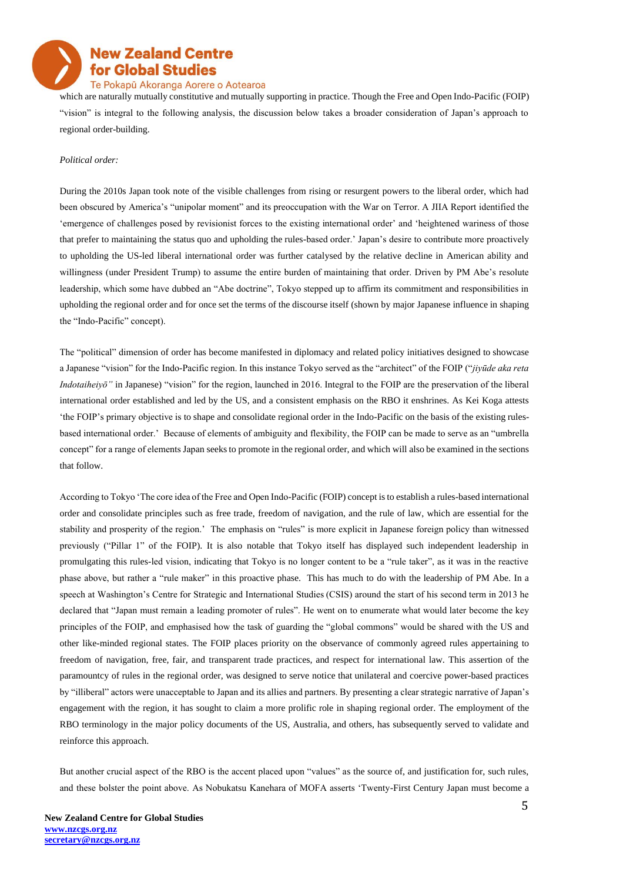which are naturally mutually constitutive and mutually supporting in practice. Though the Free and Open Indo-Pacific (FOIP) "vision" is integral to the following analysis, the discussion below takes a broader consideration of Japan's approach to regional order-building.

*Political order:*

During the 2010s Japan took note of the visible challenges from rising or resurgent powers to the liberal order, which had been obscured by America's "unipolar moment" and its preoccupation with the War on Terror. A JIIA Report identified the 'emergence of challenges posed by revisionist forces to the existing international order' and 'heightened wariness of those that prefer to maintaining the status quo and upholding the rules-based order.' Japan's desire to contribute more proactively to upholding the US-led liberal international order was further catalysed by the relative decline in American ability and willingness (under President Trump) to assume the entire burden of maintaining that order. Driven by PM Abe's resolute leadership, which some have dubbed an "Abe doctrine", Tokyo stepped up to affirm its commitment and responsibilities in upholding the regional order and for once set the terms of the discourse itself (shown by major Japanese influence in shaping the "Indo-Pacific" concept).

The "political" dimension of order has become manifested in diplomacy and related policy initiatives designed to showcase a Japanese "vision" for the Indo-Pacific region. In this instance Tokyo served as the "architect" of the FOIP ("*jiyūde aka reta Indotaiheiyō"* in Japanese) "vision" for the region, launched in 2016. Integral to the FOIP are the preservation of the liberal international order established and led by the US, and a consistent emphasis on the RBO it enshrines. As Kei Koga attests 'the FOIP's primary objective is to shape and consolidate regional order in the Indo-Pacific on the basis of the existing rules-based international order.' Because of elements of ambiguity and flexibility, the FOIP can be made to serve as an "umbrella concept" for a range of elements Japan seeks to promote in the regional order, and which will also be examined in the sections that follow.

According to Tokyo 'The core idea of the Free and Open Indo-Pacific (FOIP) concept is to establish a rules-based international order and consolidate principles such as free trade, freedom of navigation, and the rule of law, which are essential for the stability and prosperity of the region.' The emphasis on "rules" is more explicit in Japanese foreign policy than witnessed previously ("Pillar 1" of the FOIP). It is also notable that Tokyo itself has displayed such independent leadership in promulgating this rules-led vision, indicating that Tokyo is no longer content to be a "rule taker", as it was in the reactive phase above, but rather a "rule maker" in this proactive phase. This has much to do with the leadership of PM Abe. In a speech at Washington's Centre for Strategic and International Studies (CSIS) around the start of his second term in 2013 he declared that "Japan must remain a leading promoter of rules". He went on to enumerate what would later become the key principles of the FOIP, and emphasised how the task of guarding the "global commons" would be shared with the US and other like-minded regional states. The FOIP places priority on the observance of commonly agreed rules appertaining to freedom of navigation, free, fair, and transparent trade practices, and respect for international law. This assertion of the paramountcy of rules in the regional order, was designed to serve notice that unilateral and coercive power-based practices by "illiberal" actors were unacceptable to Japan and its allies and partners. By presenting a clear strategic narrative of Japan's engagement with the region, it has sought to claim a more prolific role in shaping regional order. The employment of the RBO terminology in the major policy documents of the US, Australia, and others, has subsequently served to validate and reinforce this approach.

But another crucial aspect of the RBO is the accent placed upon "values" as the source of, and justification for, such rules, and these bolster the point above. As Nobukatsu Kanehara of MOFA asserts 'Twenty-First Century Japan must become a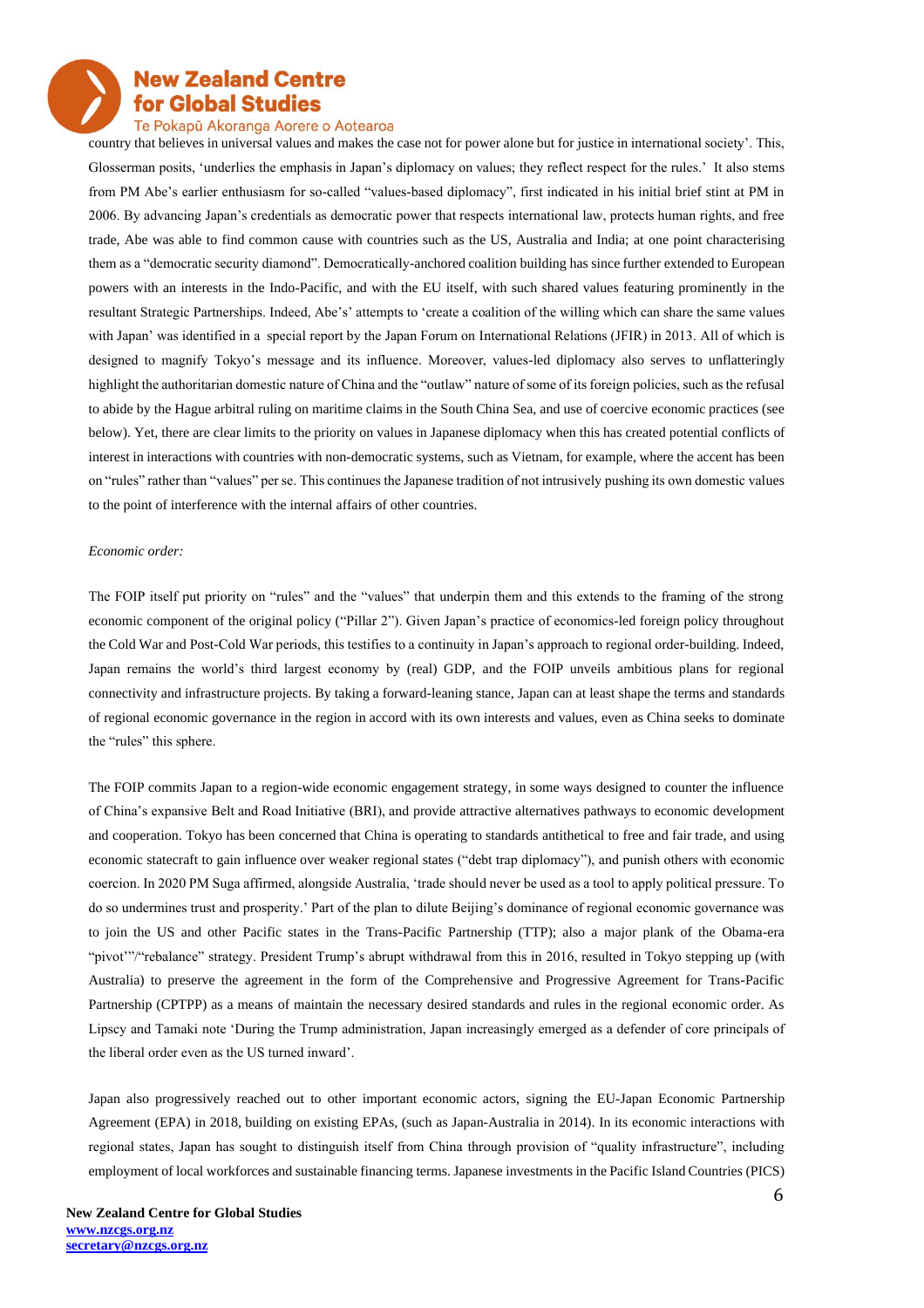country that believes in universal values and makes the case not for power alone but for justice in international society'. This, Glosserman posits, 'underlies the emphasis in Japan's diplomacy on values; they reflect respect for the rules.' It also stems from PM Abe's earlier enthusiasm for so-called "values-based diplomacy", first indicated in his initial brief stint at PM in 2006. By advancing Japan's credentials as democratic power that respects international law, protects human rights, and free trade, Abe was able to find common cause with countries such as the US, Australia and India; at one point characterising them as a "democratic security diamond". Democratically-anchored coalition building has since further extended to European powers with an interests in the Indo-Pacific, and with the EU itself, with such shared values featuring prominently in the resultant Strategic Partnerships. Indeed, Abe's' attempts to 'create a coalition of the willing which can share the same values with Japan' was identified in a special report by the Japan Forum on International Relations (JFIR) in 2013. All of which is designed to magnify Tokyo's message and its influence. Moreover, values-led diplomacy also serves to unflatteringly highlight the authoritarian domestic nature of China and the "outlaw" nature of some of its foreign policies, such as the refusal to abide by the Hague arbitral ruling on maritime claims in the South China Sea, and use of coercive economic practices (see below). Yet, there are clear limits to the priority on values in Japanese diplomacy when this has created potential conflicts of interest in interactions with countries with non-democratic systems, such as Vietnam, for example, where the accent has been on "rules" rather than "values" per se. This continues the Japanese tradition of not intrusively pushing its own domestic values to the point of interference with the internal affairs of other countries.

*Economic order:*

The FOIP itself put priority on "rules" and the "values" that underpin them and this extends to the framing of the strong economic component of the original policy ("Pillar 2"). Given Japan's practice of economics-led foreign policy throughout the Cold War and Post-Cold War periods, this testifies to a continuity in Japan's approach to regional order-building. Indeed, Japan remains the world's third largest economy by (real) GDP, and the FOIP unveils ambitious plans for regional connectivity and infrastructure projects. By taking a forward-leaning stance, Japan can at least shape the terms and standards of regional economic governance in the region in accord with its own interests and values, even as China seeks to dominate the "rules" this sphere.

The FOIP commits Japan to a region-wide economic engagement strategy, in some ways designed to counter the influence of China's expansive Belt and Road Initiative (BRI), and provide attractive alternatives pathways to economic development and cooperation. Tokyo has been concerned that China is operating to standards antithetical to free and fair trade, and using economic statecraft to gain influence over weaker regional states ("debt trap diplomacy"), and punish others with economic coercion. In 2020 PM Suga affirmed, alongside Australia, 'trade should never be used as a tool to apply political pressure. To do so undermines trust and prosperity.' Part of the plan to dilute Beijing's dominance of regional economic governance was to join the US and other Pacific states in the Trans-Pacific Partnership (TTP); also a major plank of the Obama-era "pivot'"/"rebalance" strategy. President Trump's abrupt withdrawal from this in 2016, resulted in Tokyo stepping up (with Australia) to preserve the agreement in the form of the Comprehensive and Progressive Agreement for Trans-Pacific Partnership (CPTPP) as a means of maintain the necessary desired standards and rules in the regional economic order. As Lipscy and Tamaki note 'During the Trump administration, Japan increasingly emerged as a defender of core principals of the liberal order even as the US turned inward'.

Japan also progressively reached out to other important economic actors, signing the EU-Japan Economic Partnership Agreement (EPA) in 2018, building on existing EPAs, (such as Japan-Australia in 2014). In its economic interactions with regional states, Japan has sought to distinguish itself from China through provision of "quality infrastructure", including employment of local workforces and sustainable financing terms. Japanese investments in the Pacific Island Countries (PICS)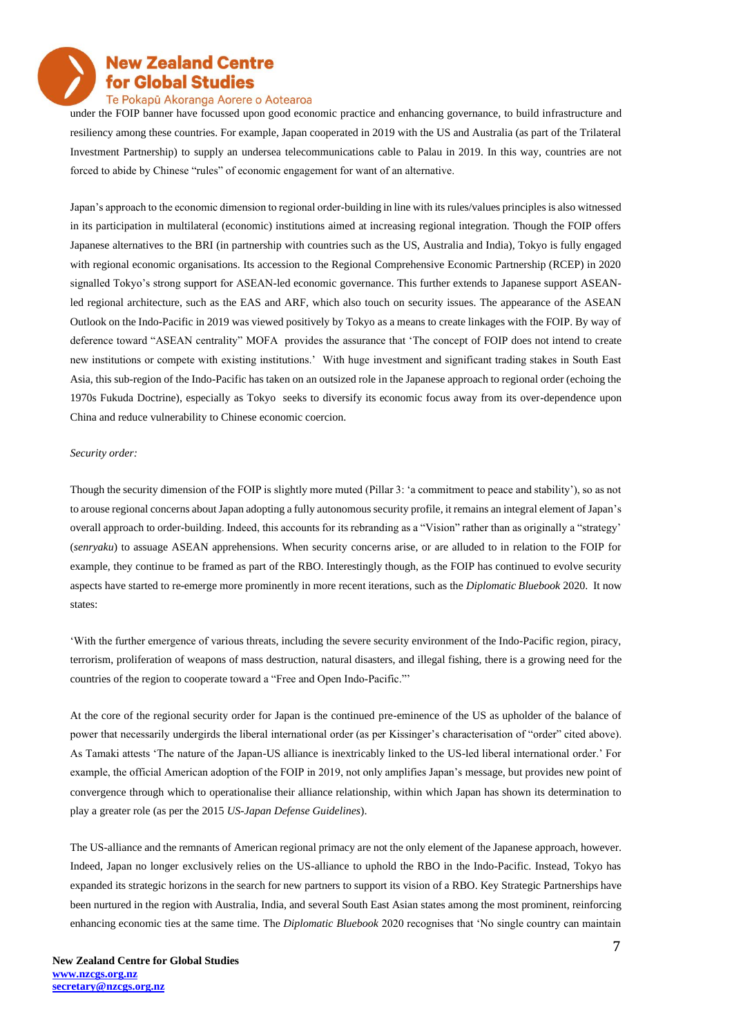under the FOIP banner have focussed upon good economic practice and enhancing governance, to build infrastructure and resiliency among these countries. For example, Japan cooperated in 2019 with the US and Australia (as part of the Trilateral Investment Partnership) to supply an undersea telecommunications cable to Palau in 2019. In this way, countries are not forced to abide by Chinese "rules" of economic engagement for want of an alternative.

Japan's approach to the economic dimension to regional order-building in line with its rules/values principles is also witnessed in its participation in multilateral (economic) institutions aimed at increasing regional integration. Though the FOIP offers Japanese alternatives to the BRI (in partnership with countries such as the US, Australia and India), Tokyo is fully engaged with regional economic organisations. Its accession to the Regional Comprehensive Economic Partnership (RCEP) in 2020 signalled Tokyo's strong support for ASEAN-led economic governance. This further extends to Japanese support ASEAN-led regional architecture, such as the EAS and ARF, which also touch on security issues. The appearance of the ASEAN Outlook on the Indo-Pacific in 2019 was viewed positively by Tokyo as a means to create linkages with the FOIP. By way of deference toward "ASEAN centrality" MOFA provides the assurance that 'The concept of FOIP does not intend to create new institutions or compete with existing institutions.' With huge investment and significant trading stakes in South East Asia, this sub-region of the Indo-Pacific has taken on an outsized role in the Japanese approach to regional order (echoing the 1970s Fukuda Doctrine), especially as Tokyo seeks to diversify its economic focus away from its over-dependence upon China and reduce vulnerability to Chinese economic coercion.

*Security order:*

Though the security dimension of the FOIP is slightly more muted (Pillar 3: 'a commitment to peace and stability'), so as not to arouse regional concerns about Japan adopting a fully autonomous security profile, it remains an integral element of Japan's overall approach to order-building. Indeed, this accounts for its rebranding as a "Vision" rather than as originally a "strategy' (*senryaku*) to assuage ASEAN apprehensions. When security concerns arise, or are alluded to in relation to the FOIP for example, they continue to be framed as part of the RBO. Interestingly though, as the FOIP has continued to evolve security aspects have started to re-emerge more prominently in more recent iterations, such as the *Diplomatic Bluebook* 2020. It now states:

'With the further emergence of various threats, including the severe security environment of the Indo-Pacific region, piracy, terrorism, proliferation of weapons of mass destruction, natural disasters, and illegal fishing, there is a growing need for the countries of the region to cooperate toward a "Free and Open Indo-Pacific."'

At the core of the regional security order for Japan is the continued pre-eminence of the US as upholder of the balance of power that necessarily undergirds the liberal international order (as per Kissinger's characterisation of "order" cited above). As Tamaki attests 'The nature of the Japan-US alliance is inextricably linked to the US-led liberal international order.' For example, the official American adoption of the FOIP in 2019, not only amplifies Japan's message, but provides new point of convergence through which to operationalise their alliance relationship, within which Japan has shown its determination to play a greater role (as per the 2015 *US-Japan Defense Guidelines*).

The US-alliance and the remnants of American regional primacy are not the only element of the Japanese approach, however. Indeed, Japan no longer exclusively relies on the US-alliance to uphold the RBO in the Indo-Pacific. Instead, Tokyo has expanded its strategic horizons in the search for new partners to support its vision of a RBO. Key Strategic Partnerships have been nurtured in the region with Australia, India, and several South East Asian states among the most prominent, reinforcing enhancing economic ties at the same time. The *Diplomatic Bluebook* 2020 recognises that 'No single country can maintain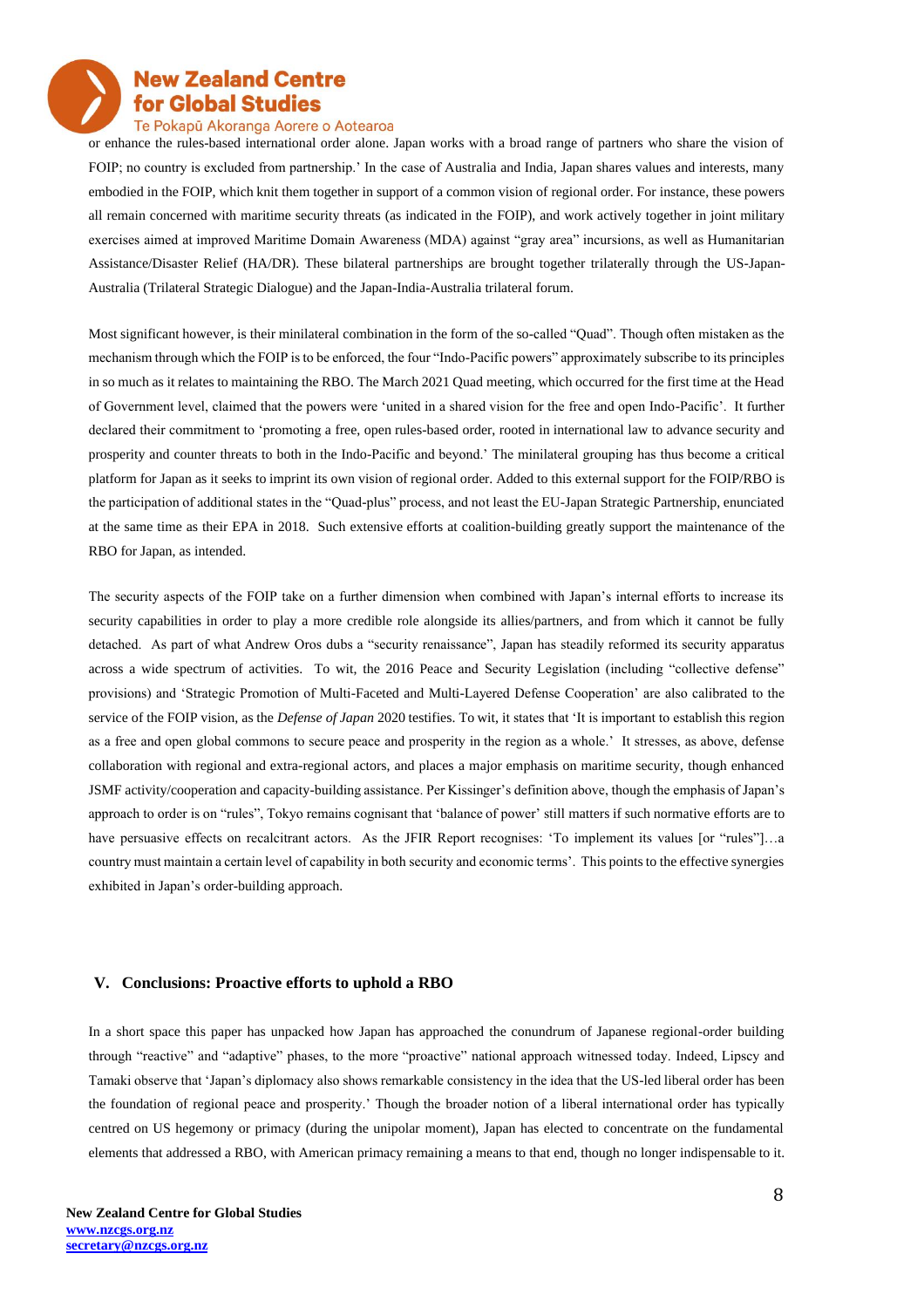or enhance the rules-based international order alone. Japan works with a broad range of partners who share the vision of FOIP; no country is excluded from partnership.' In the case of Australia and India, Japan shares values and interests, many embodied in the FOIP, which knit them together in support of a common vision of regional order. For instance, these powers all remain concerned with maritime security threats (as indicated in the FOIP), and work actively together in joint military exercises aimed at improved Maritime Domain Awareness (MDA) against "gray area" incursions, as well as Humanitarian Assistance/Disaster Relief (HA/DR). These bilateral partnerships are brought together trilaterally through the US-Japan-Australia (Trilateral Strategic Dialogue) and the Japan-India-Australia trilateral forum.

Most significant however, is their minilateral combination in the form of the so-called "Quad". Though often mistaken as the mechanism through which the FOIP is to be enforced, the four "Indo-Pacific powers" approximately subscribe to its principles in so much as it relates to maintaining the RBO. The March 2021 Quad meeting, which occurred for the first time at the Head of Government level, claimed that the powers were 'united in a shared vision for the free and open Indo-Pacific'. It further declared their commitment to 'promoting a free, open rules-based order, rooted in international law to advance security and prosperity and counter threats to both in the Indo-Pacific and beyond.' The minilateral grouping has thus become a critical platform for Japan as it seeks to imprint its own vision of regional order. Added to this external support for the FOIP/RBO is the participation of additional states in the "Quad-plus" process, and not least the EU-Japan Strategic Partnership, enunciated at the same time as their EPA in 2018. Such extensive efforts at coalition-building greatly support the maintenance of the RBO for Japan, as intended.

The security aspects of the FOIP take on a further dimension when combined with Japan's internal efforts to increase its security capabilities in order to play a more credible role alongside its allies/partners, and from which it cannot be fully detached. As part of what Andrew Oros dubs a "security renaissance", Japan has steadily reformed its security apparatus across a wide spectrum of activities. To wit, the 2016 Peace and Security Legislation (including "collective defense" provisions) and 'Strategic Promotion of Multi-Faceted and Multi-Layered Defense Cooperation' are also calibrated to the service of the FOIP vision, as the *Defense of Japan* 2020 testifies. To wit, it states that 'It is important to establish this region as a free and open global commons to secure peace and prosperity in the region as a whole.' It stresses, as above, defense collaboration with regional and extra-regional actors, and places a major emphasis on maritime security, though enhanced JSMF activity/cooperation and capacity-building assistance. Per Kissinger's definition above, though the emphasis of Japan's approach to order is on "rules", Tokyo remains cognisant that 'balance of power' still matters if such normative efforts are to have persuasive effects on recalcitrant actors. As the JFIR Report recognises: 'To implement its values [or "rules"]…a country must maintain a certain level of capability in both security and economic terms'. This points to the effective synergies exhibited in Japan's order-building approach.

## V. Conclusions: Proactive efforts to uphold a RBO

In a short space this paper has unpacked how Japan has approached the conundrum of Japanese regional-order building through "reactive" and "adaptive" phases, to the more "proactive" national approach witnessed today. Indeed, Lipscy and Tamaki observe that 'Japan's diplomacy also shows remarkable consistency in the idea that the US-led liberal order has been the foundation of regional peace and prosperity.' Though the broader notion of a liberal international order has typically centred on US hegemony or primacy (during the unipolar moment), Japan has elected to concentrate on the fundamental elements that addressed a RBO, with American primacy remaining a means to that end, though no longer indispensable to it.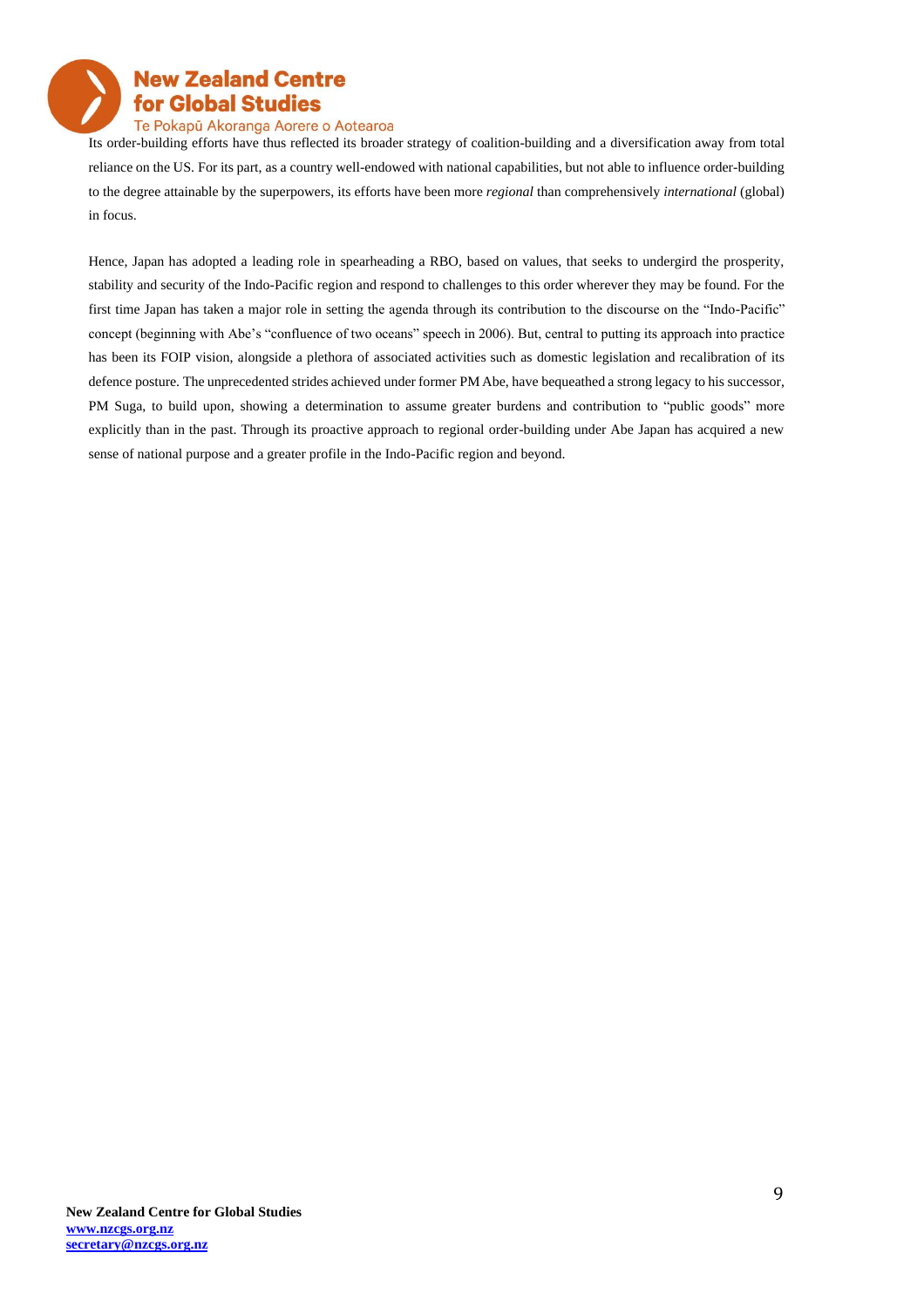Its order-building efforts have thus reflected its broader strategy of coalition-building and a diversification away from total reliance on the US. For its part, as a country well-endowed with national capabilities, but not able to influence order-building to the degree attainable by the superpowers, its efforts have been more *regional* than comprehensively *international* (global) in focus.

Hence, Japan has adopted a leading role in spearheading a RBO, based on values, that seeks to undergird the prosperity, stability and security of the Indo-Pacific region and respond to challenges to this order wherever they may be found. For the first time Japan has taken a major role in setting the agenda through its contribution to the discourse on the "Indo-Pacific" concept (beginning with Abe's "confluence of two oceans" speech in 2006). But, central to putting its approach into practice has been its FOIP vision, alongside a plethora of associated activities such as domestic legislation and recalibration of its defence posture. The unprecedented strides achieved under former PM Abe, have bequeathed a strong legacy to his successor, PM Suga, to build upon, showing a determination to assume greater burdens and contribution to "public goods" more explicitly than in the past. Through its proactive approach to regional order-building under Abe Japan has acquired a new sense of national purpose and a greater profile in the Indo-Pacific region and beyond.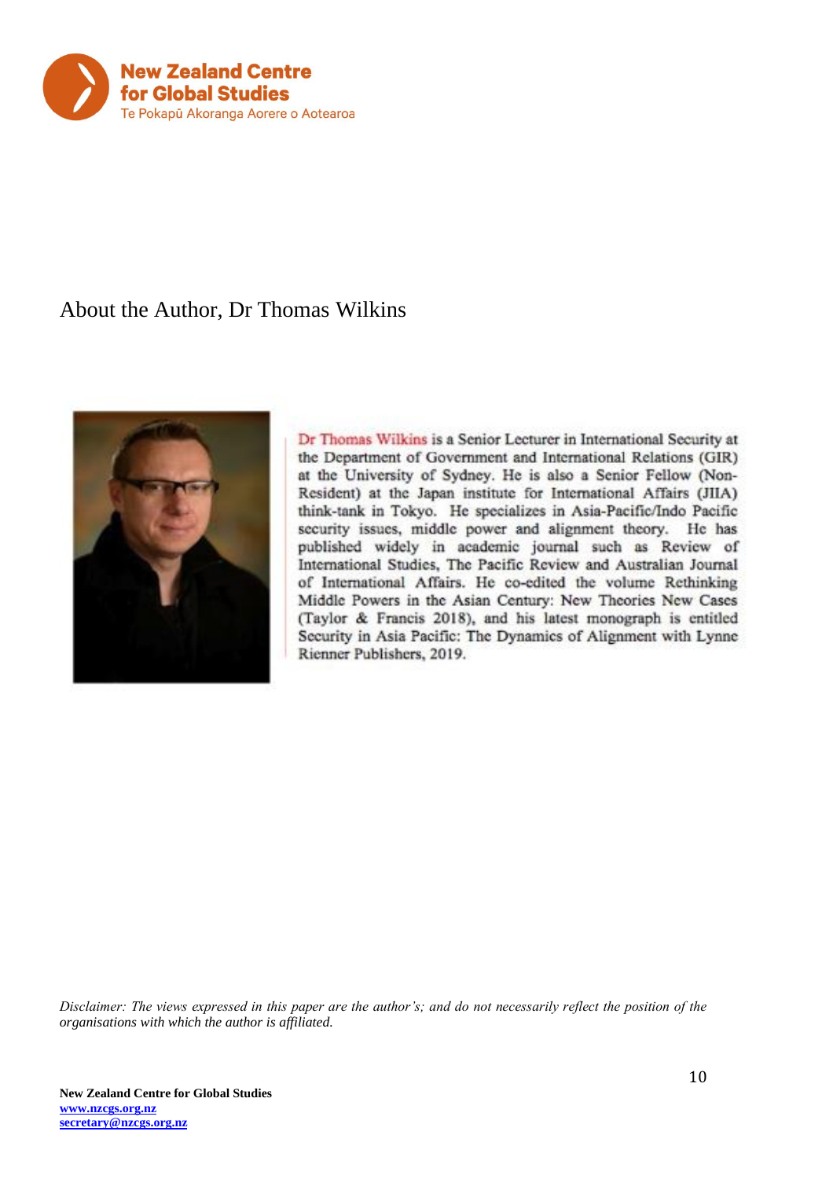New Zealand Centre for Global Studies
Te Pokapū Akoranga Aorere o Aotearoa

# About the Author, Dr Thomas Wilkins

Dr Thomas Wilkins is a Senior Lecturer in International Security at the Department of Government and International Relations (GIR) at the University of Sydney. He is also a Senior Fellow (Non-Resident) at the Japan institute for International Affairs (JIIA) think-tank in Tokyo. He specializes in Asia-Pacific/Indo Pacific security issues, middle power and alignment theory. He has published widely in academic journal such as Review of International Studies, The Pacific Review and Australian Journal of International Affairs. He co-edited the volume Rethinking Middle Powers in the Asian Century: New Theories New Cases (Taylor & Francis 2018), and his latest monograph is entitled Security in Asia Pacific: The Dynamics of Alignment with Lynne Rienner Publishers, 2019.

*Disclaimer: The views expressed in this paper are the author's; and do not necessarily reflect the position of the organisations with which the author is affiliated.*

**New Zealand Centre for Global Studies**
**www.nzcgs.org.nz**
**secretary@nzcgs.org.nz**